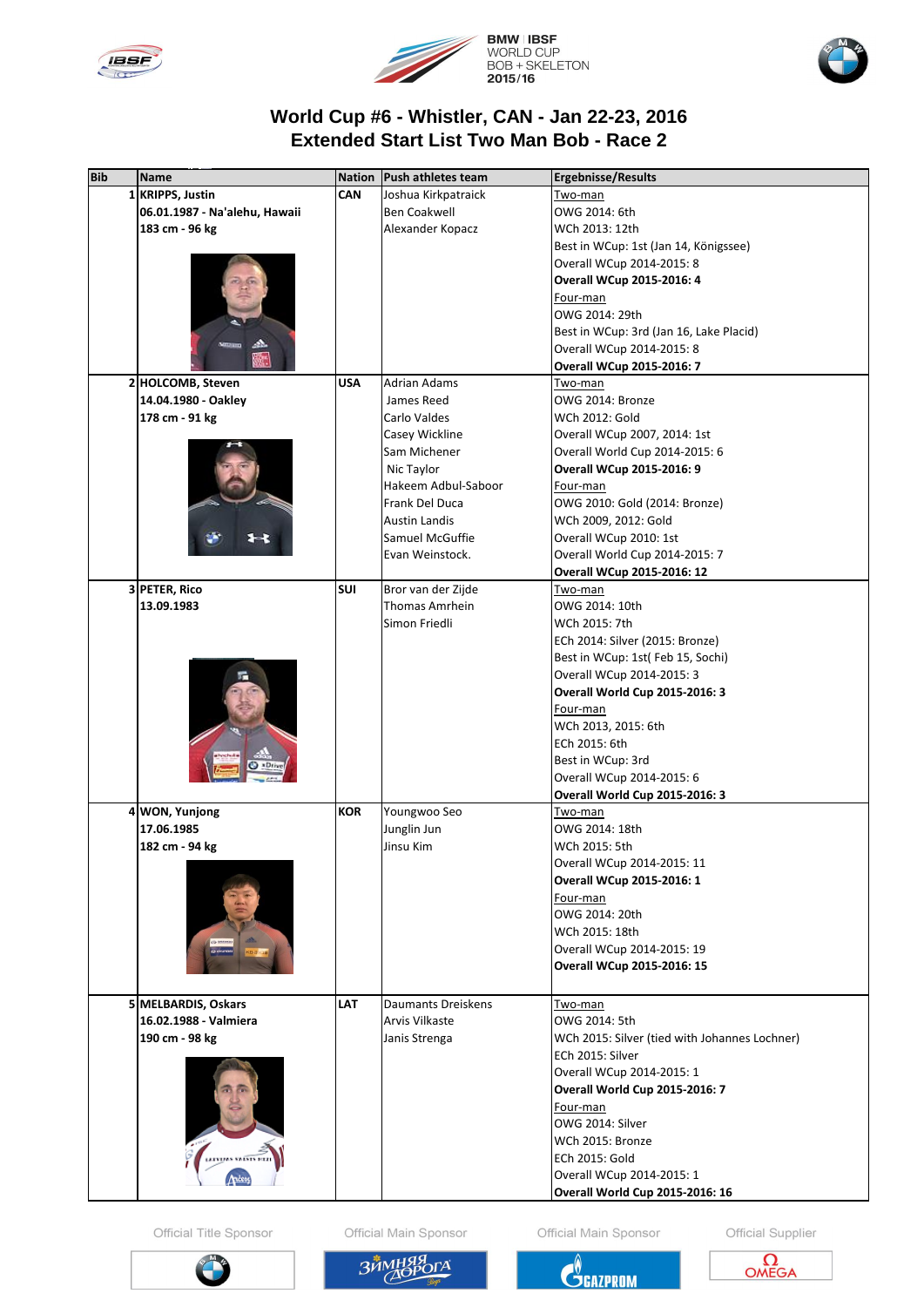# World Cup #6 - Whistler, CAN - Jan 22-23, 2016

## Extended Start List Two Man Bob - Race 2

| Bib | Name | Nation | Push athletes team | Ergebnisse/Results |
|---|---|---|---|---|
| 1 | **KRIPPS, Justin**<br>**06.01.1987 - Na'alehu, Hawaii**<br>**183 cm - 96 kg** | **CAN** | Joshua Kirkpatraick<br>Ben Coakwell<br>Alexander Kopacz | Two-man<br>OWG 2014: 6th<br>WCh 2013: 12th<br>Best in WCup: 1st (Jan 14, Königssee)<br>Overall WCup 2014-2015: 8<br>**Overall WCup 2015-2016: 4**<br>Four-man<br>OWG 2014: 29th<br>Best in WCup: 3rd (Jan 16, Lake Placid)<br>Overall WCup 2014-2015: 8<br>**Overall WCup 2015-2016: 7** |
| 2 | **HOLCOMB, Steven**<br>**14.04.1980 - Oakley**<br>**178 cm - 91 kg** | **USA** | Adrian Adams<br>James Reed<br>Carlo Valdes<br>Casey Wickline<br>Sam Michener<br>Nic Taylor<br>Hakeem Adbul-Saboor<br>Frank Del Duca<br>Austin Landis<br>Samuel McGuffie<br>Evan Weinstock. | Two-man<br>OWG 2014: Bronze<br>WCh 2012: Gold<br>Overall WCup 2007, 2014: 1st<br>Overall World Cup 2014-2015: 6<br>**Overall WCup 2015-2016: 9**<br>Four-man<br>OWG 2010: Gold (2014: Bronze)<br>WCh 2009, 2012: Gold<br>Overall WCup 2010: 1st<br>Overall World Cup 2014-2015: 7<br>**Overall WCup 2015-2016: 12** |
| 3 | **PETER, Rico**<br>**13.09.1983** | **SUI** | Bror van der Zijde<br>Thomas Amrhein<br>Simon Friedli | Two-man<br>OWG 2014: 10th<br>WCh 2015: 7th<br>ECh 2014: Silver (2015: Bronze)<br>Best in WCup: 1st( Feb 15, Sochi)<br>Overall WCup 2014-2015: 3<br>**Overall World Cup 2015-2016: 3**<br>Four-man<br>WCh 2013, 2015: 6th<br>ECh 2015: 6th<br>Best in WCup: 3rd<br>Overall WCup 2014-2015: 6<br>**Overall World Cup 2015-2016: 3** |
| 4 | **WON, Yunjong**<br>**17.06.1985**<br>**182 cm - 94 kg** | **KOR** | Youngwoo Seo<br>Junglin Jun<br>Jinsu Kim | Two-man<br>OWG 2014: 18th<br>WCh 2015: 5th<br>Overall WCup 2014-2015: 11<br>**Overall WCup 2015-2016: 1**<br>Four-man<br>OWG 2014: 20th<br>WCh 2015: 18th<br>Overall WCup 2014-2015: 19<br>**Overall WCup 2015-2016: 15** |
| 5 | **MELBARDIS, Oskars**<br>**16.02.1988 - Valmiera**<br>**190 cm - 98 kg** | **LAT** | Daumants Dreiskens<br>Arvis Vilkaste<br>Janis Strenga | Two-man<br>OWG 2014: 5th<br>WCh 2015: Silver (tied with Johannes Lochner)<br>ECh 2015: Silver<br>Overall WCup 2014-2015: 1<br>**Overall World Cup 2015-2016: 7**<br>Four-man<br>OWG 2014: Silver<br>WCh 2015: Bronze<br>ECh 2015: Gold<br>Overall WCup 2014-2015: 1<br>**Overall World Cup 2015-2016: 16** |

Official Title Sponsor | Official Main Sponsor | Official Main Sponsor | Official Supplier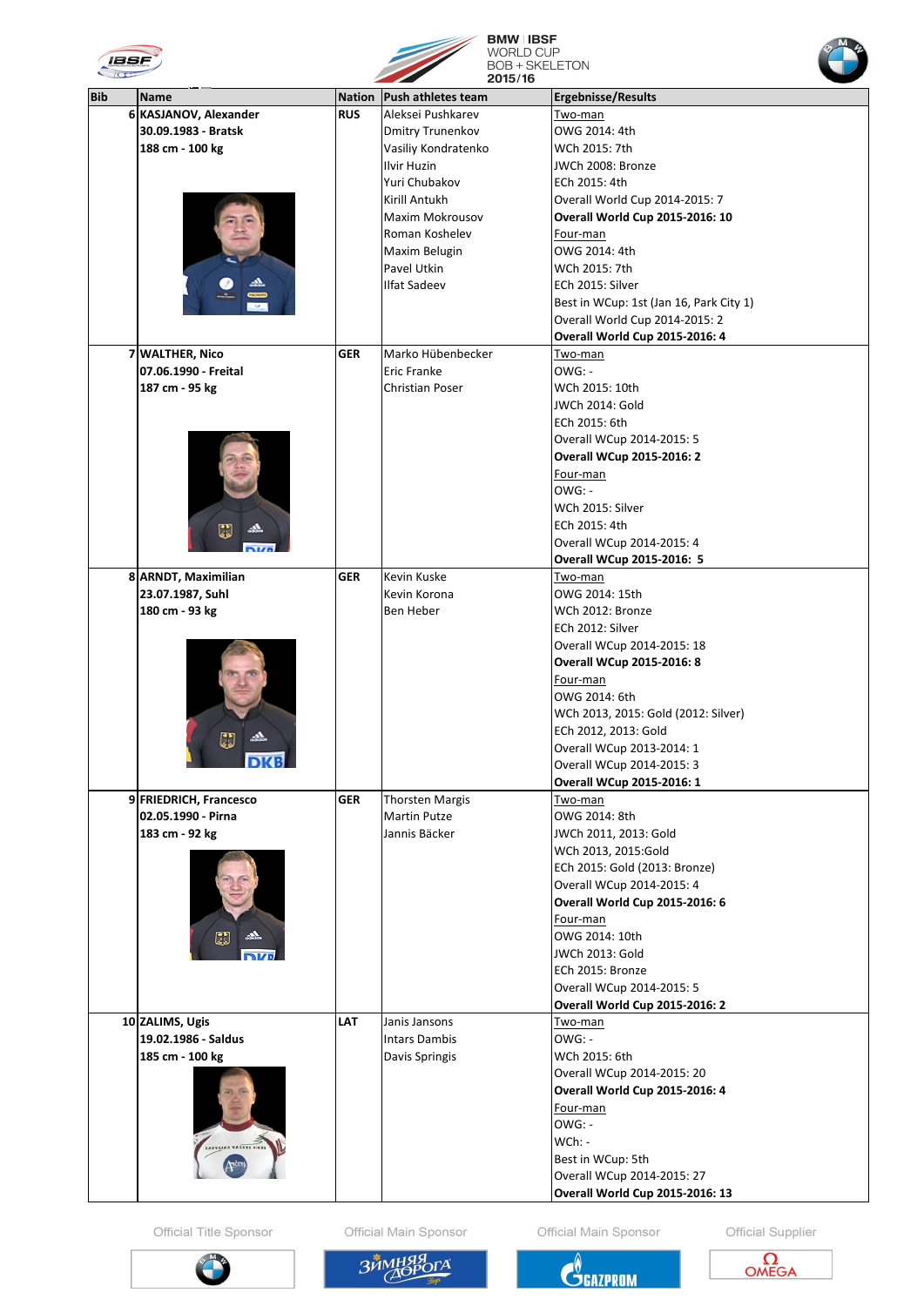BMW | IBSF WORLD CUP BOB + SKELETON 2015/16

| Bib | Name | Nation | Push athletes team | Ergebnisse/Results |
|---|---|---|---|---|
| 6 | **KASJANOV, Alexander**<br>**30.09.1983 - Bratsk**<br>**188 cm - 100 kg** | **RUS** | Aleksei Pushkarev<br>Dmitry Trunenkov<br>Vasiliy Kondratenko<br>Ilvir Huzin<br>Yuri Chubakov<br>Kirill Antukh<br>Maxim Mokrousov<br>Roman Koshelev<br>Maxim Belugin<br>Pavel Utkin<br>Ilfat Sadeev | Two-man<br>OWG 2014: 4th<br>WCh 2015: 7th<br>JWCh 2008: Bronze<br>ECh 2015: 4th<br>Overall World Cup 2014-2015: 7<br>**Overall World Cup 2015-2016: 10**<br>Four-man<br>OWG 2014: 4th<br>WCh 2015: 7th<br>ECh 2015: Silver<br>Best in WCup: 1st (Jan 16, Park City 1)<br>Overall World Cup 2014-2015: 2<br>**Overall World Cup 2015-2016: 4** |
| 7 | **WALTHER, Nico**<br>**07.06.1990 - Freital**<br>**187 cm - 95 kg** | **GER** | Marko Hübenbecker<br>Eric Franke<br>Christian Poser | Two-man<br>OWG: -<br>WCh 2015: 10th<br>JWCh 2014: Gold<br>ECh 2015: 6th<br>Overall WCup 2014-2015: 5<br>**Overall WCup 2015-2016: 2**<br>Four-man<br>OWG: -<br>WCh 2015: Silver<br>ECh 2015: 4th<br>Overall WCup 2014-2015: 4<br>**Overall WCup 2015-2016: 5** |
| 8 | **ARNDT, Maximilian**<br>**23.07.1987, Suhl**<br>**180 cm - 93 kg** | **GER** | Kevin Kuske<br>Kevin Korona<br>Ben Heber | Two-man<br>OWG 2014: 15th<br>WCh 2012: Bronze<br>ECh 2012: Silver<br>Overall WCup 2014-2015: 18<br>**Overall WCup 2015-2016: 8**<br>Four-man<br>OWG 2014: 6th<br>WCh 2013, 2015: Gold (2012: Silver)<br>ECh 2012, 2013: Gold<br>Overall WCup 2013-2014: 1<br>Overall WCup 2014-2015: 3<br>**Overall WCup 2015-2016: 1** |
| 9 | **FRIEDRICH, Francesco**<br>**02.05.1990 - Pirna**<br>**183 cm - 92 kg** | **GER** | Thorsten Margis<br>Martin Putze<br>Jannis Bäcker | Two-man<br>OWG 2014: 8th<br>JWCh 2011, 2013: Gold<br>WCh 2013, 2015:Gold<br>ECh 2015: Gold (2013: Bronze)<br>Overall WCup 2014-2015: 4<br>**Overall World Cup 2015-2016: 6**<br>Four-man<br>OWG 2014: 10th<br>JWCh 2013: Gold<br>ECh 2015: Bronze<br>Overall WCup 2014-2015: 5<br>**Overall World Cup 2015-2016: 2** |
| 10 | **ZALIMS, Ugis**<br>**19.02.1986 - Saldus**<br>**185 cm - 100 kg** | **LAT** | Janis Jansons<br>Intars Dambis<br>Davis Springis | Two-man<br>OWG: -<br>WCh 2015: 6th<br>Overall WCup 2014-2015: 20<br>**Overall World Cup 2015-2016: 4**<br>Four-man<br>OWG: -<br>WCh: -<br>Best in WCup: 5th<br>Overall WCup 2014-2015: 27<br>**Overall World Cup 2015-2016: 13** |

Official Title Sponsor | Official Main Sponsor | Official Main Sponsor | Official Supplier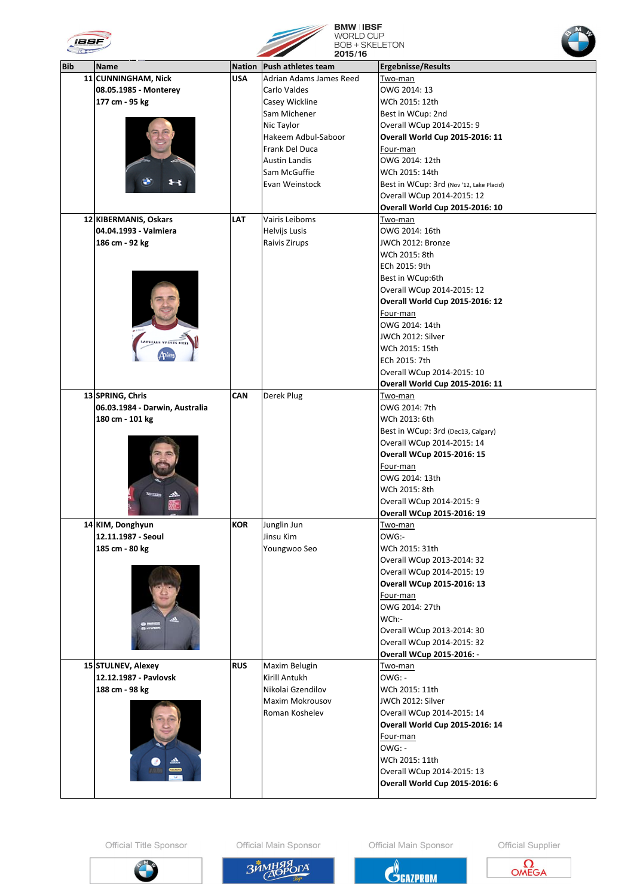BMW | IBSF WORLD CUP BOB + SKELETON 2015/16

| Bib | Name | Nation | Push athletes team | Ergebnisse/Results |
|---|---|---|---|---|
| 11 | **CUNNINGHAM, Nick**<br>**08.05.1985 - Monterey**<br>**177 cm - 95 kg** | **USA** | Adrian Adams James Reed<br>Carlo Valdes<br>Casey Wickline<br>Sam Michener<br>Nic Taylor<br>Hakeem Adbul-Saboor<br>Frank Del Duca<br>Austin Landis<br>Sam McGuffie<br>Evan Weinstock | Two-man<br>OWG 2014: 13<br>WCh 2015: 12th<br>Best in WCup: 2nd<br>Overall WCup 2014-2015: 9<br>**Overall World Cup 2015-2016: 11**<br>Four-man<br>OWG 2014: 12th<br>WCh 2015: 14th<br>Best in WCup: 3rd (Nov '12, Lake Placid)<br>Overall WCup 2014-2015: 12<br>**Overall World Cup 2015-2016: 10** |
| 12 | **KIBERMANIS, Oskars**<br>**04.04.1993 - Valmiera**<br>**186 cm - 92 kg** | **LAT** | Vairis Leiboms<br>Helvijs Lusis<br>Raivis Zirups | Two-man<br>OWG 2014: 16th<br>JWCh 2012: Bronze<br>WCh 2015: 8th<br>ECh 2015: 9th<br>Best in WCup:6th<br>Overall WCup 2014-2015: 12<br>**Overall World Cup 2015-2016: 12**<br>Four-man<br>OWG 2014: 14th<br>JWCh 2012: Silver<br>WCh 2015: 15th<br>ECh 2015: 7th<br>Overall WCup 2014-2015: 10<br>**Overall World Cup 2015-2016: 11** |
| 13 | **SPRING, Chris**<br>**06.03.1984 - Darwin, Australia**<br>**180 cm - 101 kg** | **CAN** | Derek Plug | Two-man<br>OWG 2014: 7th<br>WCh 2013: 6th<br>Best in WCup: 3rd (Dec13, Calgary)<br>Overall WCup 2014-2015: 14<br>**Overall WCup 2015-2016: 15**<br>Four-man<br>OWG 2014: 13th<br>WCh 2015: 8th<br>Overall WCup 2014-2015: 9<br>**Overall WCup 2015-2016: 19** |
| 14 | **KIM, Donghyun**<br>**12.11.1987 - Seoul**<br>**185 cm - 80 kg** | **KOR** | Junglin Jun<br>Jinsu Kim<br>Youngwoo Seo | Two-man<br>OWG:-<br>WCh 2015: 31th<br>Overall WCup 2013-2014: 32<br>Overall WCup 2014-2015: 19<br>**Overall WCup 2015-2016: 13**<br>Four-man<br>OWG 2014: 27th<br>WCh:-<br>Overall WCup 2013-2014: 30<br>Overall WCup 2014-2015: 32<br>**Overall WCup 2015-2016: -** |
| 15 | **STULNEV, Alexey**<br>**12.12.1987 - Pavlovsk**<br>**188 cm - 98 kg** | **RUS** | Maxim Belugin<br>Kirill Antukh<br>Nikolai Gzendilov<br>Maxim Mokrousov<br>Roman Koshelev | Two-man<br>OWG: -<br>WCh 2015: 11th<br>JWCh 2012: Silver<br>Overall WCup 2014-2015: 14<br>**Overall World Cup 2015-2016: 14**<br>Four-man<br>OWG: -<br>WCh 2015: 11th<br>Overall WCup 2014-2015: 13<br>**Overall World Cup 2015-2016: 6** |

Official Title Sponsor | Official Main Sponsor | Official Main Sponsor | Official Supplier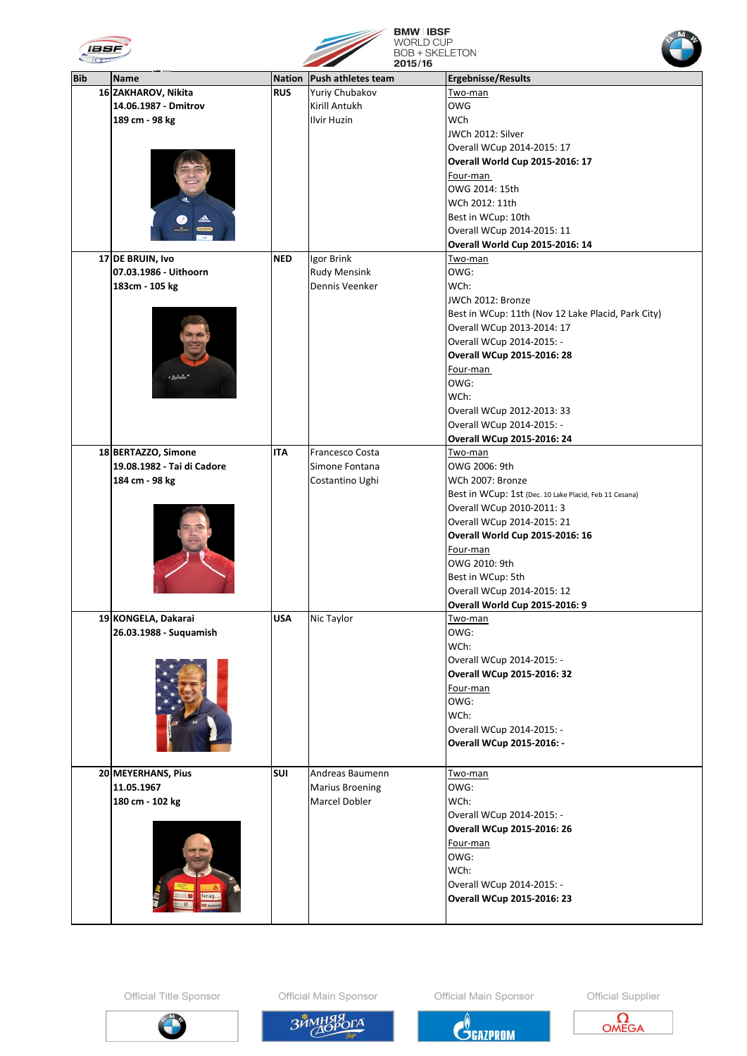BMW | IBSF WORLD CUP BOB + SKELETON 2015/16

| Bib | Name | Nation | Push athletes team | Ergebnisse/Results |
|---|---|---|---|---|
| 16 | **ZAKHAROV, Nikita**<br>**14.06.1987 - Dmitrov**<br>**189 cm - 98 kg** | **RUS** | Yuriy Chubakov<br>Kirill Antukh<br>Ilvir Huzin | Two-man<br>OWG<br>WCh<br>JWCh 2012: Silver<br>Overall WCup 2014-2015: 17<br>**Overall World Cup 2015-2016: 17**<br>Four-man<br>OWG 2014: 15th<br>WCh 2012: 11th<br>Best in WCup: 10th<br>Overall WCup 2014-2015: 11<br>**Overall World Cup 2015-2016: 14** |
| 17 | **DE BRUIN, Ivo**<br>**07.03.1986 - Uithoorn**<br>**183cm - 105 kg** | **NED** | Igor Brink<br>Rudy Mensink<br>Dennis Veenker | Two-man<br>OWG:<br>WCh:<br>JWCh 2012: Bronze<br>Best in WCup: 11th (Nov 12 Lake Placid, Park City)<br>Overall WCup 2013-2014: 17<br>Overall WCup 2014-2015: -<br>**Overall WCup 2015-2016: 28**<br>Four-man<br>OWG:<br>WCh:<br>Overall WCup 2012-2013: 33<br>Overall WCup 2014-2015: -<br>**Overall WCup 2015-2016: 24** |
| 18 | **BERTAZZO, Simone**<br>**19.08.1982 - Tai di Cadore**<br>**184 cm - 98 kg** | **ITA** | Francesco Costa<br>Simone Fontana<br>Costantino Ughi | Two-man<br>OWG 2006: 9th<br>WCh 2007: Bronze<br>Best in WCup: 1st (Dec. 10 Lake Placid, Feb 11 Cesana)<br>Overall WCup 2010-2011: 3<br>Overall WCup 2014-2015: 21<br>**Overall World Cup 2015-2016: 16**<br>Four-man<br>OWG 2010: 9th<br>Best in WCup: 5th<br>Overall WCup 2014-2015: 12<br>**Overall World Cup 2015-2016: 9** |
| 19 | **KONGELA, Dakarai**<br>**26.03.1988 - Suquamish** | **USA** | Nic Taylor | Two-man<br>OWG:<br>WCh:<br>Overall WCup 2014-2015: -<br>**Overall WCup 2015-2016: 32**<br>Four-man<br>OWG:<br>WCh:<br>Overall WCup 2014-2015: -<br>**Overall WCup 2015-2016: -** |
| 20 | **MEYERHANS, Pius**<br>**11.05.1967**<br>**180 cm - 102 kg** | **SUI** | Andreas Baumenn<br>Marius Broening<br>Marcel Dobler | Two-man<br>OWG:<br>WCh:<br>Overall WCup 2014-2015: -<br>**Overall WCup 2015-2016: 26**<br>Four-man<br>OWG:<br>WCh:<br>Overall WCup 2014-2015: -<br>**Overall WCup 2015-2016: 23** |

Official Title Sponsor | Official Main Sponsor | Official Main Sponsor | Official Supplier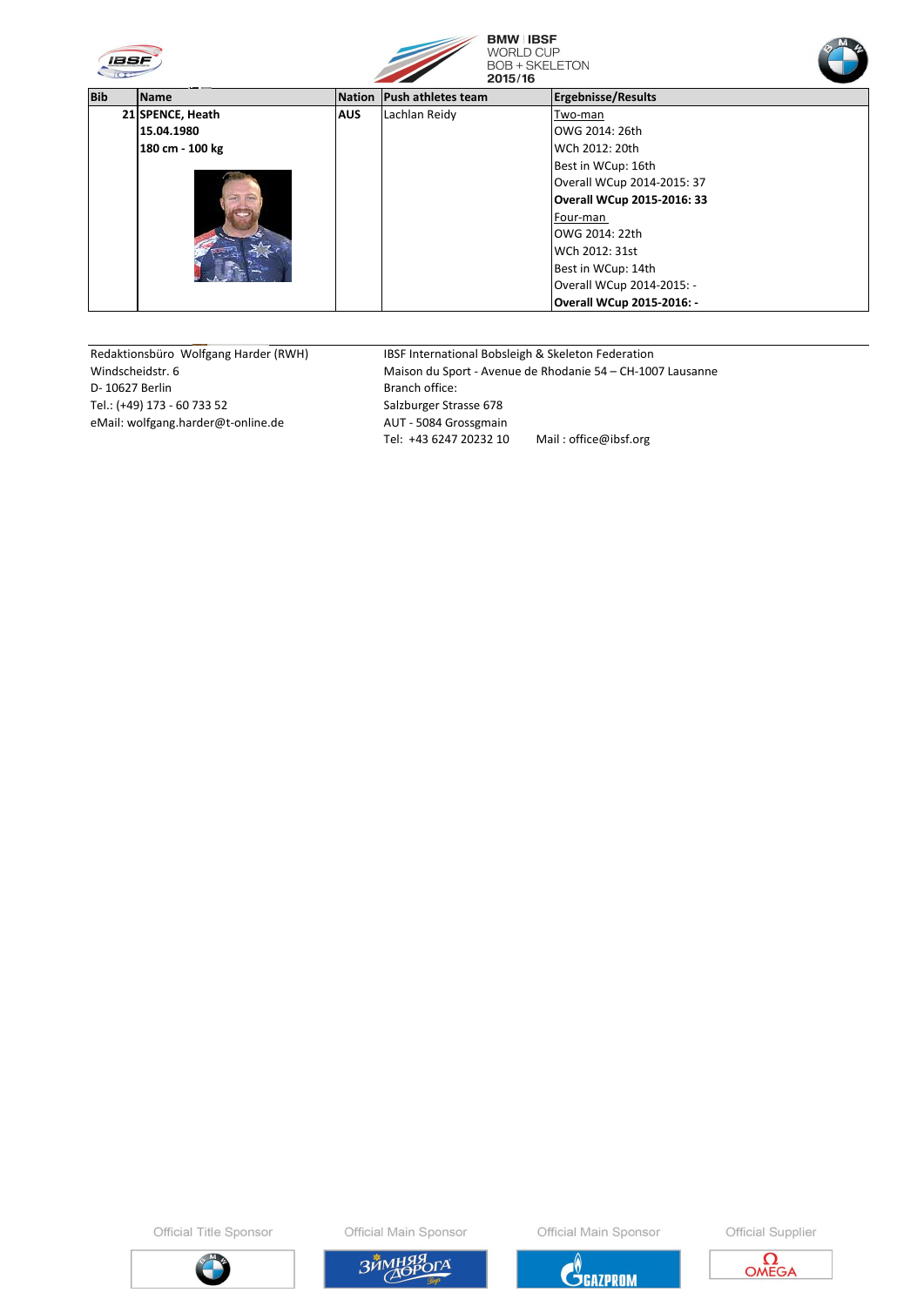BMW | IBSF
WORLD CUP
BOB + SKELETON
2015/16

| Bib | Name | Nation | Push athletes team | Ergebnisse/Results |
|---|---|---|---|---|
| 21 | **SPENCE, Heath** | **AUS** | Lachlan Reidy | Two-man |
| | **15.04.1980** | | | OWG 2014: 26th |
| | **180 cm - 100 kg** | | | WCh 2012: 20th |
| | | | | Best in WCup: 16th |
| | | | | Overall WCup 2014-2015: 37 |
| | | | | **Overall WCup 2015-2016: 33** |
| | | | | Four-man |
| | | | | OWG 2014: 22th |
| | | | | WCh 2012: 31st |
| | | | | Best in WCup: 14th |
| | | | | Overall WCup 2014-2015: - |
| | | | | **Overall WCup 2015-2016: -** |

Redaktionsbüro Wolfgang Harder (RWH)
Windscheidstr. 6
D- 10627 Berlin
Tel.: (+49) 173 - 60 733 52
eMail: wolfgang.harder@t-online.de

IBSF International Bobsleigh & Skeleton Federation
Maison du Sport - Avenue de Rhodanie 54 – CH-1007 Lausanne
Branch office:
Salzburger Strasse 678
AUT - 5084 Grossgmain
Tel: +43 6247 20232 10 Mail : office@ibsf.org

Official Title Sponsor | Official Main Sponsor | Official Main Sponsor | Official Supplier